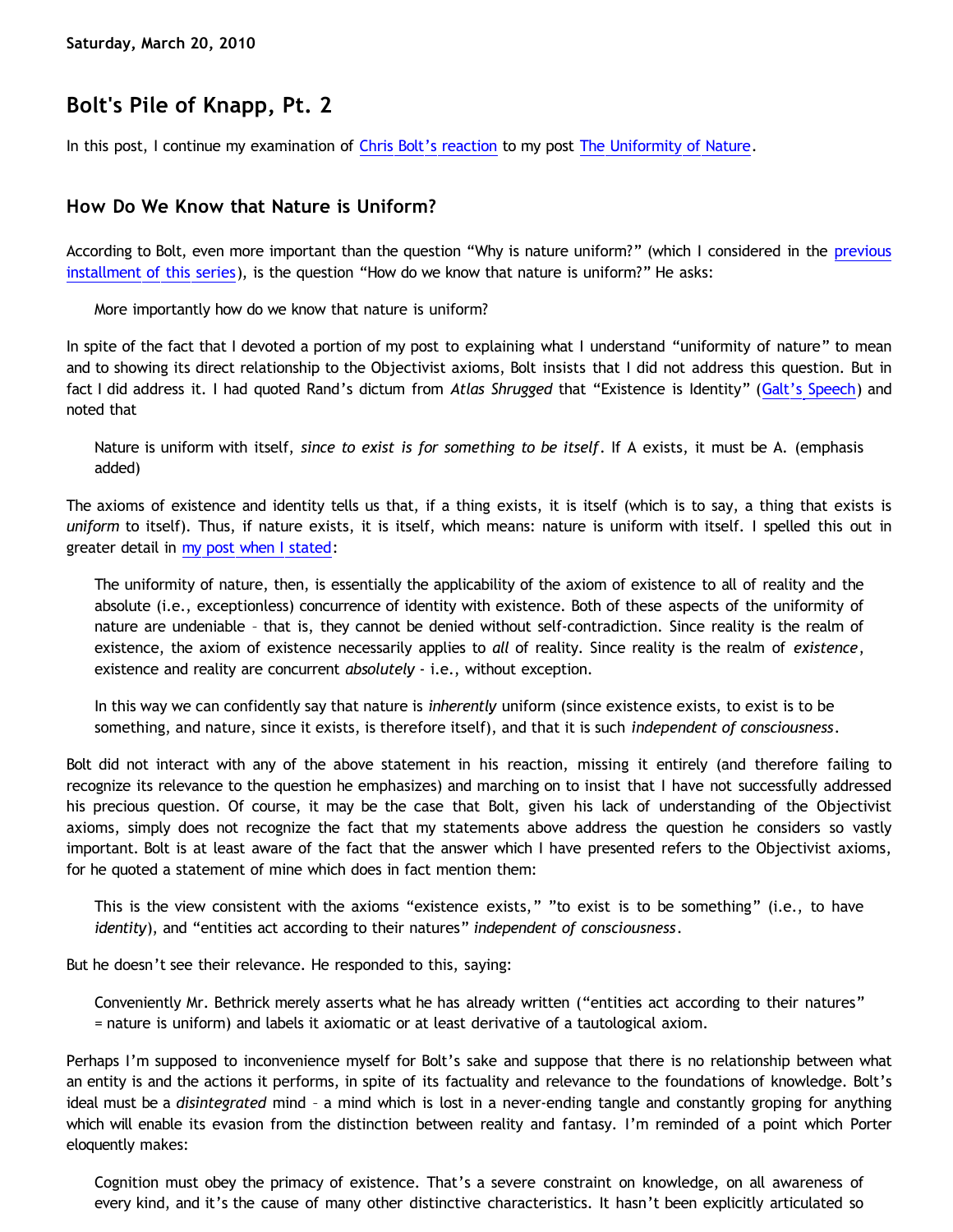Saturday, March 20, 2010

# Bolt's Pile of Knapp, Pt. 2

In this post, I continue my examination of Chris Bolt's reaction to my post The Uniformity of Nature.

## How Do We Know that Nature is Uniform?

According to Bolt, even more important than the question "Why is nature uniform?" (which I considered in the previous installment of this series), is the question "How do we know that nature is uniform?" He asks:

> More importantly how do we know that nature is uniform?

In spite of the fact that I devoted a portion of my post to explaining what I understand "uniformity of nature" to mean and to showing its direct relationship to the Objectivist axioms, Bolt insists that I did not address this question. But in fact I did address it. I had quoted Rand's dictum from *Atlas Shrugged* that "Existence is Identity" (Galt's Speech) and noted that

> Nature is uniform with itself, *since to exist is for something to be itself*. If A exists, it must be A. (emphasis added)

The axioms of existence and identity tells us that, if a thing exists, it is itself (which is to say, a thing that exists is *uniform* to itself). Thus, if nature exists, it is itself, which means: nature is uniform with itself. I spelled this out in greater detail in my post when I stated:

> The uniformity of nature, then, is essentially the applicability of the axiom of existence to all of reality and the absolute (i.e., exceptionless) concurrence of identity with existence. Both of these aspects of the uniformity of nature are undeniable – that is, they cannot be denied without self-contradiction. Since reality is the realm of existence, the axiom of existence necessarily applies to *all* of reality. Since reality is the realm of *existence*, existence and reality are concurrent *absolutely* - i.e., without exception.
>
> In this way we can confidently say that nature is *inherently* uniform (since existence exists, to exist is to be something, and nature, since it exists, is therefore itself), and that it is such *independent of consciousness*.

Bolt did not interact with any of the above statement in his reaction, missing it entirely (and therefore failing to recognize its relevance to the question he emphasizes) and marching on to insist that I have not successfully addressed his precious question. Of course, it may be the case that Bolt, given his lack of understanding of the Objectivist axioms, simply does not recognize the fact that my statements above address the question he considers so vastly important. Bolt is at least aware of the fact that the answer which I have presented refers to the Objectivist axioms, for he quoted a statement of mine which does in fact mention them:

> This is the view consistent with the axioms "existence exists," "to exist is to be something" (i.e., to have *identity*), and "entities act according to their natures" *independent of consciousness*.

But he doesn't see their relevance. He responded to this, saying:

> Conveniently Mr. Bethrick merely asserts what he has already written ("entities act according to their natures" = nature is uniform) and labels it axiomatic or at least derivative of a tautological axiom.

Perhaps I'm supposed to inconvenience myself for Bolt's sake and suppose that there is no relationship between what an entity is and the actions it performs, in spite of its factuality and relevance to the foundations of knowledge. Bolt's ideal must be a *disintegrated* mind – a mind which is lost in a never-ending tangle and constantly groping for anything which will enable its evasion from the distinction between reality and fantasy. I'm reminded of a point which Porter eloquently makes:

> Cognition must obey the primacy of existence. That's a severe constraint on knowledge, on all awareness of every kind, and it's the cause of many other distinctive characteristics. It hasn't been explicitly articulated so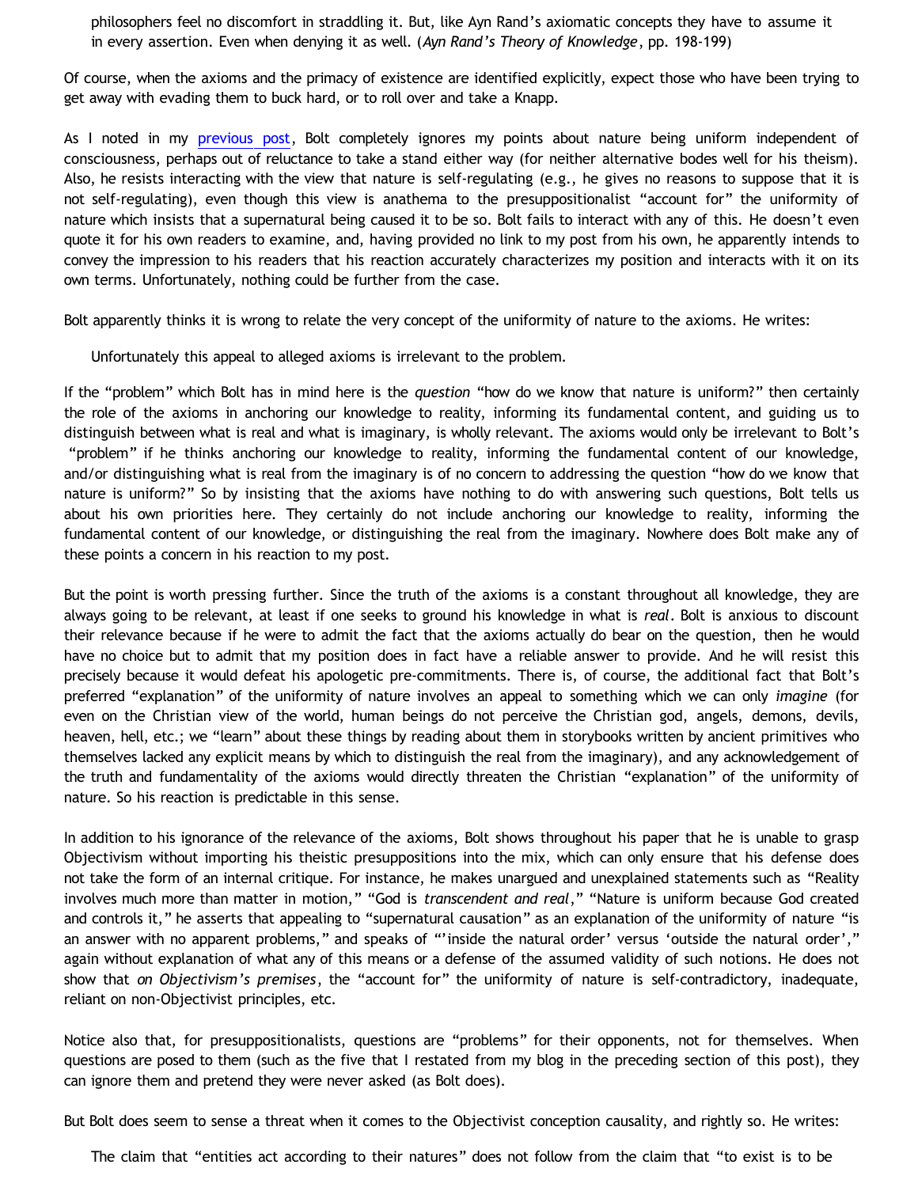> philosophers feel no discomfort in straddling it. But, like Ayn Rand's axiomatic concepts they have to assume it in every assertion. Even when denying it as well. (*Ayn Rand's Theory of Knowledge*, pp. 198-199)

Of course, when the axioms and the primacy of existence are identified explicitly, expect those who have been trying to get away with evading them to buck hard, or to roll over and take a Knapp.

As I noted in my previous post, Bolt completely ignores my points about nature being uniform independent of consciousness, perhaps out of reluctance to take a stand either way (for neither alternative bodes well for his theism). Also, he resists interacting with the view that nature is self-regulating (e.g., he gives no reasons to suppose that it is not self-regulating), even though this view is anathema to the presuppositionalist "account for" the uniformity of nature which insists that a supernatural being caused it to be so. Bolt fails to interact with any of this. He doesn't even quote it for his own readers to examine, and, having provided no link to my post from his own, he apparently intends to convey the impression to his readers that his reaction accurately characterizes my position and interacts with it on its own terms. Unfortunately, nothing could be further from the case.

Bolt apparently thinks it is wrong to relate the very concept of the uniformity of nature to the axioms. He writes:

> Unfortunately this appeal to alleged axioms is irrelevant to the problem.

If the "problem" which Bolt has in mind here is the *question* "how do we know that nature is uniform?" then certainly the role of the axioms in anchoring our knowledge to reality, informing its fundamental content, and guiding us to distinguish between what is real and what is imaginary, is wholly relevant. The axioms would only be irrelevant to Bolt's "problem" if he thinks anchoring our knowledge to reality, informing the fundamental content of our knowledge, and/or distinguishing what is real from the imaginary is of no concern to addressing the question "how do we know that nature is uniform?" So by insisting that the axioms have nothing to do with answering such questions, Bolt tells us about his own priorities here. They certainly do not include anchoring our knowledge to reality, informing the fundamental content of our knowledge, or distinguishing the real from the imaginary. Nowhere does Bolt make any of these points a concern in his reaction to my post.

But the point is worth pressing further. Since the truth of the axioms is a constant throughout all knowledge, they are always going to be relevant, at least if one seeks to ground his knowledge in what is *real*. Bolt is anxious to discount their relevance because if he were to admit the fact that the axioms actually do bear on the question, then he would have no choice but to admit that my position does in fact have a reliable answer to provide. And he will resist this precisely because it would defeat his apologetic pre-commitments. There is, of course, the additional fact that Bolt's preferred "explanation" of the uniformity of nature involves an appeal to something which we can only *imagine* (for even on the Christian view of the world, human beings do not perceive the Christian god, angels, demons, devils, heaven, hell, etc.; we "learn" about these things by reading about them in storybooks written by ancient primitives who themselves lacked any explicit means by which to distinguish the real from the imaginary), and any acknowledgement of the truth and fundamentality of the axioms would directly threaten the Christian "explanation" of the uniformity of nature. So his reaction is predictable in this sense.

In addition to his ignorance of the relevance of the axioms, Bolt shows throughout his paper that he is unable to grasp Objectivism without importing his theistic presuppositions into the mix, which can only ensure that his defense does not take the form of an internal critique. For instance, he makes unargued and unexplained statements such as "Reality involves much more than matter in motion," "God is *transcendent and real*," "Nature is uniform because God created and controls it," he asserts that appealing to "supernatural causation" as an explanation of the uniformity of nature "is an answer with no apparent problems," and speaks of "'inside the natural order' versus 'outside the natural order'," again without explanation of what any of this means or a defense of the assumed validity of such notions. He does not show that *on Objectivism's premises*, the "account for" the uniformity of nature is self-contradictory, inadequate, reliant on non-Objectivist principles, etc.

Notice also that, for presuppositionalists, questions are "problems" for their opponents, not for themselves. When questions are posed to them (such as the five that I restated from my blog in the preceding section of this post), they can ignore them and pretend they were never asked (as Bolt does).

But Bolt does seem to sense a threat when it comes to the Objectivist conception causality, and rightly so. He writes:

> The claim that "entities act according to their natures" does not follow from the claim that "to exist is to be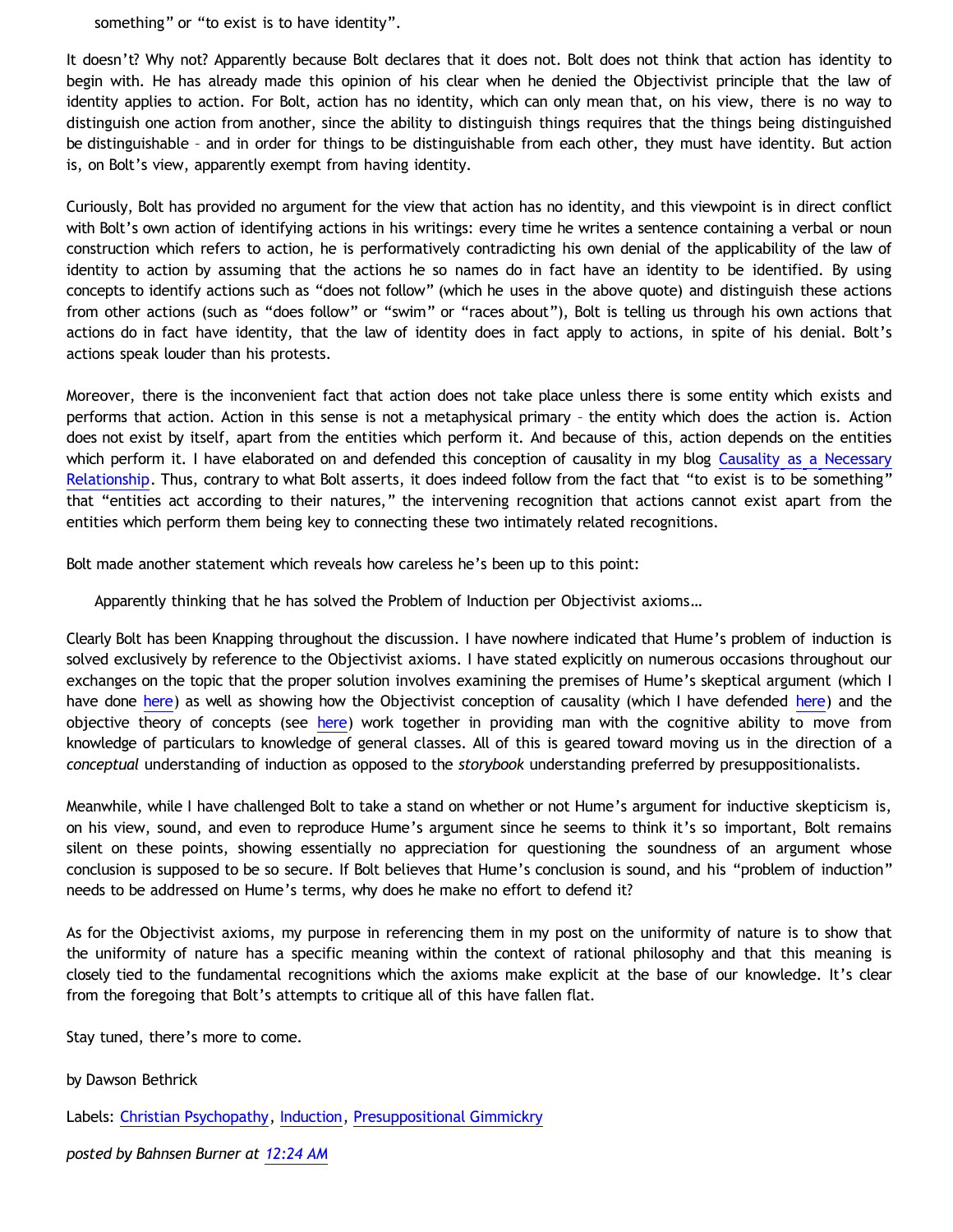> something" or "to exist is to have identity".

It doesn't? Why not? Apparently because Bolt declares that it does not. Bolt does not think that action has identity to begin with. He has already made this opinion of his clear when he denied the Objectivist principle that the law of identity applies to action. For Bolt, action has no identity, which can only mean that, on his view, there is no way to distinguish one action from another, since the ability to distinguish things requires that the things being distinguished be distinguishable – and in order for things to be distinguishable from each other, they must have identity. But action is, on Bolt's view, apparently exempt from having identity.

Curiously, Bolt has provided no argument for the view that action has no identity, and this viewpoint is in direct conflict with Bolt's own action of identifying actions in his writings: every time he writes a sentence containing a verbal or noun construction which refers to action, he is performatively contradicting his own denial of the applicability of the law of identity to action by assuming that the actions he so names do in fact have an identity to be identified. By using concepts to identify actions such as "does not follow" (which he uses in the above quote) and distinguish these actions from other actions (such as "does follow" or "swim" or "races about"), Bolt is telling us through his own actions that actions do in fact have identity, that the law of identity does in fact apply to actions, in spite of his denial. Bolt's actions speak louder than his protests.

Moreover, there is the inconvenient fact that action does not take place unless there is some entity which exists and performs that action. Action in this sense is not a metaphysical primary – the entity which does the action is. Action does not exist by itself, apart from the entities which perform it. And because of this, action depends on the entities which perform it. I have elaborated on and defended this conception of causality in my blog [Causality as a Necessary Relationship](). Thus, contrary to what Bolt asserts, it does indeed follow from the fact that "to exist is to be something" that "entities act according to their natures," the intervening recognition that actions cannot exist apart from the entities which perform them being key to connecting these two intimately related recognitions.

Bolt made another statement which reveals how careless he's been up to this point:

> Apparently thinking that he has solved the Problem of Induction per Objectivist axioms…

Clearly Bolt has been Knapping throughout the discussion. I have nowhere indicated that Hume's problem of induction is solved exclusively by reference to the Objectivist axioms. I have stated explicitly on numerous occasions throughout our exchanges on the topic that the proper solution involves examining the premises of Hume's skeptical argument (which I have done [here]()) as well as showing how the Objectivist conception of causality (which I have defended [here]()) and the objective theory of concepts (see [here]()) work together in providing man with the cognitive ability to move from knowledge of particulars to knowledge of general classes. All of this is geared toward moving us in the direction of a *conceptual* understanding of induction as opposed to the *storybook* understanding preferred by presuppositionalists.

Meanwhile, while I have challenged Bolt to take a stand on whether or not Hume's argument for inductive skepticism is, on his view, sound, and even to reproduce Hume's argument since he seems to think it's so important, Bolt remains silent on these points, showing essentially no appreciation for questioning the soundness of an argument whose conclusion is supposed to be so secure. If Bolt believes that Hume's conclusion is sound, and his "problem of induction" needs to be addressed on Hume's terms, why does he make no effort to defend it?

As for the Objectivist axioms, my purpose in referencing them in my post on the uniformity of nature is to show that the uniformity of nature has a specific meaning within the context of rational philosophy and that this meaning is closely tied to the fundamental recognitions which the axioms make explicit at the base of our knowledge. It's clear from the foregoing that Bolt's attempts to critique all of this have fallen flat.

Stay tuned, there's more to come.

by Dawson Bethrick

Labels: [Christian Psychopathy](), [Induction](), [Presuppositional Gimmickry]()

*posted by Bahnsen Burner at [12:24 AM]()*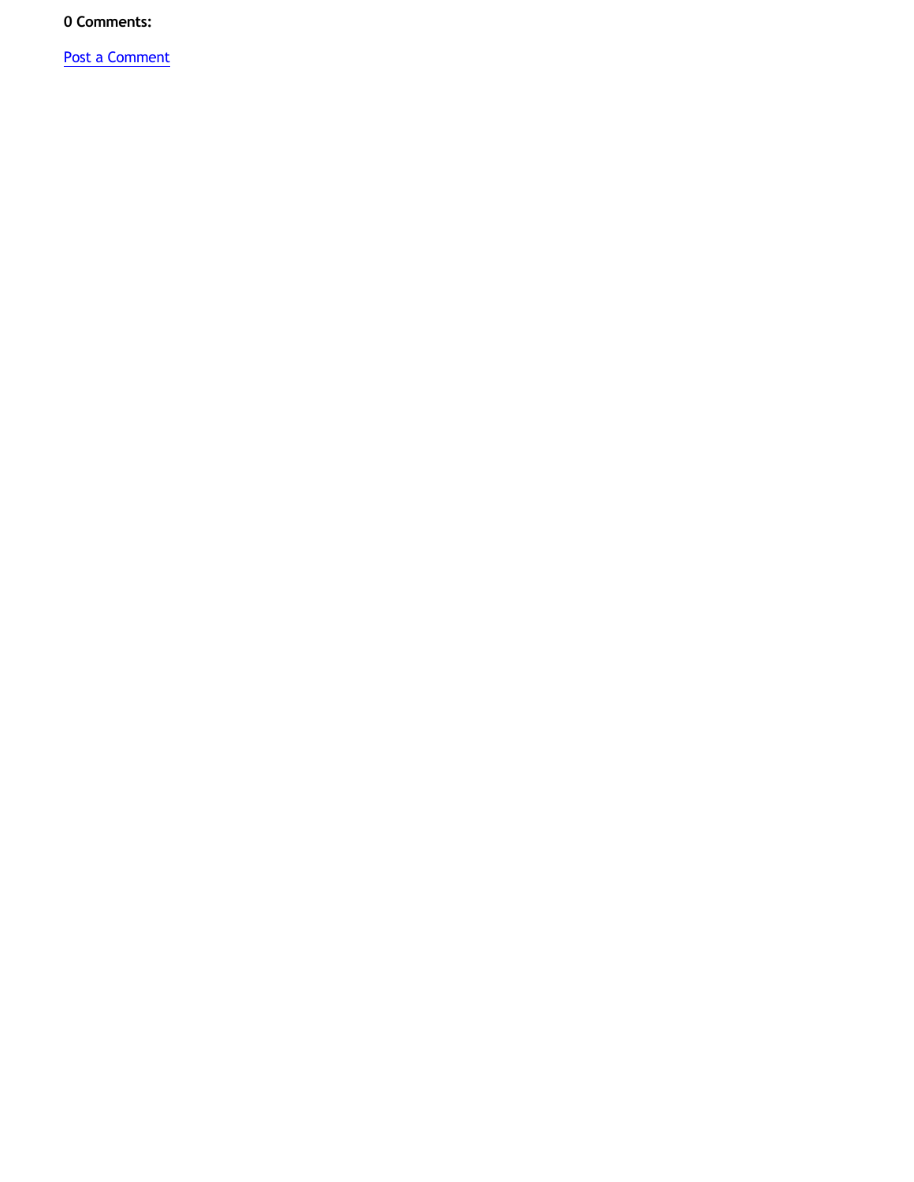**0 Comments:**

Post a Comment